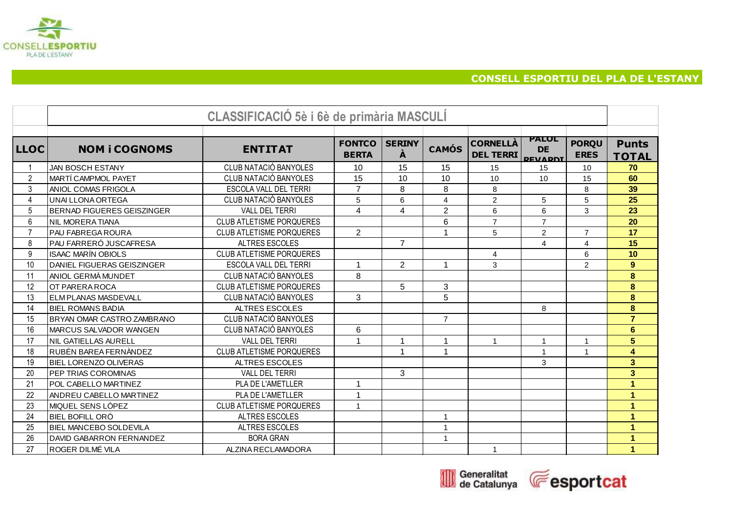CONSELL ESPORTIU DEL PLA DE L'ESTANY

## CLASSIFICACIÓ 5è i 6è de primària MASCULÍ

| LLOC | NOM i COGNOMS | ENTITAT | FONTCOBERTA | SERINYÀ | CAMÓS | CORNELLÀ DEL TERRI | PALOL DE REVARDIT | PORQUERES | Punts TOTAL |
|---|---|---|---|---|---|---|---|---|---|
| 1 | JAN BOSCH ESTANY | CLUB NATACIÓ BANYOLES | 10 | 15 | 15 | 15 | 15 | 10 | 70 |
| 2 | MARTÍ CAMPMOL PAYET | CLUB NATACIÓ BANYOLES | 15 | 10 | 10 | 10 | 10 | 15 | 60 |
| 3 | ANIOL COMAS FRIGOLA | ESCOLA VALL DEL TERRI | 7 | 8 | 8 | 8 | | 8 | 39 |
| 4 | UNAI LLONA ORTEGA | CLUB NATACIÓ BANYOLES | 5 | 6 | 4 | 2 | 5 | 5 | 25 |
| 5 | BERNAD FIGUERES GEISZINGER | VALL DEL TERRI | 4 | 4 | 2 | 6 | 6 | 3 | 23 |
| 6 | NIL MORERA TIANA | CLUB ATLETISME PORQUERES | | | 6 | 7 | 7 | | 20 |
| 7 | PAU FABREGA ROURA | CLUB ATLETISME PORQUERES | 2 | | 1 | 5 | 2 | 7 | 17 |
| 8 | PAU FARRERÓ JUSCAFRESA | ALTRES ESCOLES | | 7 | | | 4 | 4 | 15 |
| 9 | ISAAC MARÍN OBIOLS | CLUB ATLETISME PORQUERES | | | | 4 | | 6 | 10 |
| 10 | DANIEL FIGUERAS GEISZINGER | ESCOLA VALL DEL TERRI | 1 | 2 | 1 | 3 | | 2 | 9 |
| 11 | ANIOL GERMÀ MUNDET | CLUB NATACIÓ BANYOLES | 8 | | | | | | 8 |
| 12 | OT PARERA ROCA | CLUB ATLETISME PORQUERES | | 5 | 3 | | | | 8 |
| 13 | ELM PLANAS MASDEVALL | CLUB NATACIÓ BANYOLES | 3 | | 5 | | | | 8 |
| 14 | BIEL ROMANS BADIA | ALTRES ESCOLES | | | | | 8 | | 8 |
| 15 | BRYAN OMAR CASTRO ZAMBRANO | CLUB NATACIÓ BANYOLES | | | 7 | | | | 7 |
| 16 | MARCUS SALVADOR WANGEN | CLUB NATACIÓ BANYOLES | 6 | | | | | | 6 |
| 17 | NIL GATIELLAS AURELL | VALL DEL TERRI | 1 | 1 | 1 | 1 | 1 | 1 | 5 |
| 18 | RUBÉN BAREA FERNÀNDEZ | CLUB ATLETISME PORQUERES | | 1 | 1 | | 1 | 1 | 4 |
| 19 | BIEL LORENZO OLIVERAS | ALTRES ESCOLES | | | | | 3 | | 3 |
| 20 | PEP TRIAS COROMINAS | VALL DEL TERRI | | 3 | | | | | 3 |
| 21 | POL CABELLO MARTINEZ | PLA DE L'AMETLLER | 1 | | | | | | 1 |
| 22 | ANDREU CABELLO MARTINEZ | PLA DE L'AMETLLER | 1 | | | | | | 1 |
| 23 | MIQUEL SENS LÓPEZ | CLUB ATLETISME PORQUERES | 1 | | | | | | 1 |
| 24 | BIEL BOFILL ORÓ | ALTRES ESCOLES | | | 1 | | | | 1 |
| 25 | BIEL MANCEBO SOLDEVILA | ALTRES ESCOLES | | | 1 | | | | 1 |
| 26 | DAVID GABARRON FERNANDEZ | BORA GRAN | | | 1 | | | | 1 |
| 27 | ROGER DILMÉ VILA | ALZINA RECLAMADORA | | | | 1 | | | 1 |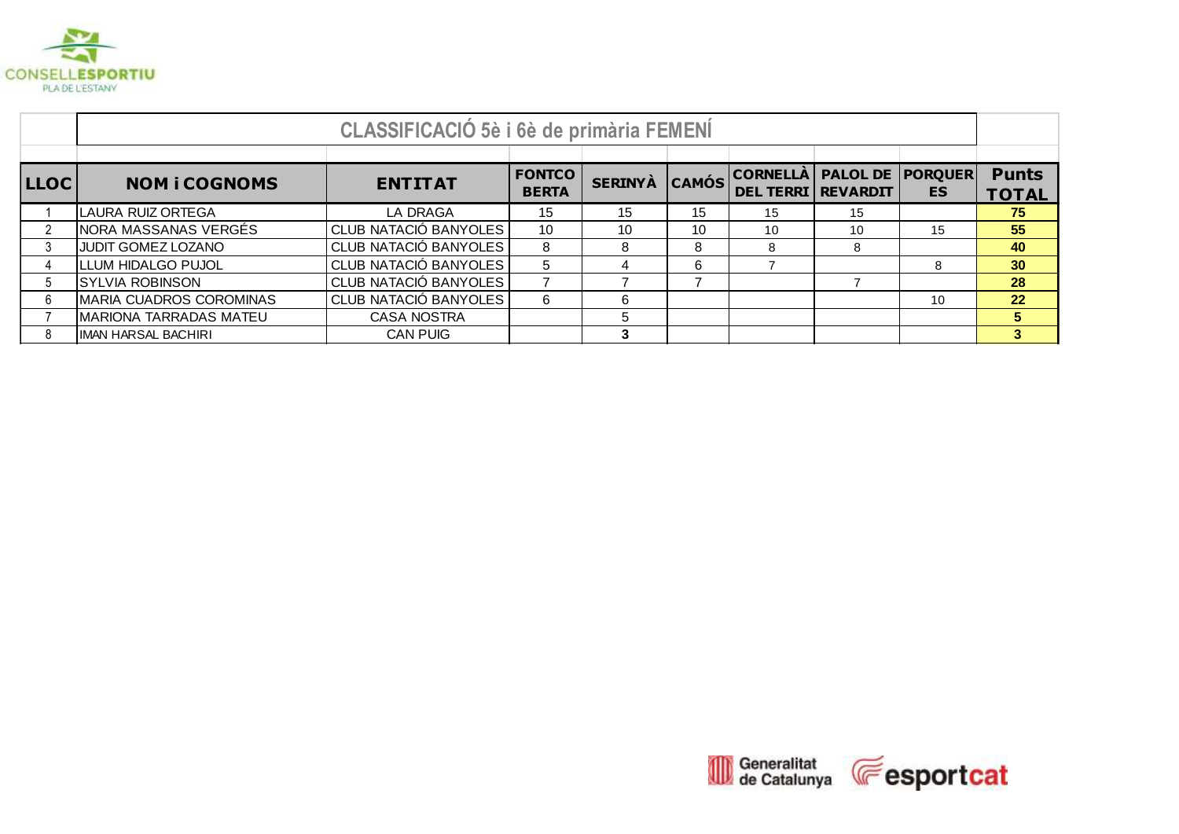CONSELL ESPORTIU PLA DE L'ESTANY

## CLASSIFICACIÓ 5è i 6è de primària FEMENÍ

| LLOC | NOM i COGNOMS | ENTITAT | FONTCOBERTA | SERINYÀ | CAMÓS | CORNELLÀ DEL TERRI | PALOL DE REVARDIT | PORQUERES | Punts TOTAL |
|---|---|---|---|---|---|---|---|---|---|
| 1 | LAURA RUIZ ORTEGA | LA DRAGA | 15 | 15 | 15 | 15 | 15 | | **75** |
| 2 | NORA MASSANAS VERGÉS | CLUB NATACIÓ BANYOLES | 10 | 10 | 10 | 10 | 10 | 15 | **55** |
| 3 | JUDIT GOMEZ LOZANO | CLUB NATACIÓ BANYOLES | 8 | 8 | 8 | 8 | 8 | | **40** |
| 4 | LLUM HIDALGO PUJOL | CLUB NATACIÓ BANYOLES | 5 | 4 | 6 | 7 | | 8 | **30** |
| 5 | SYLVIA ROBINSON | CLUB NATACIÓ BANYOLES | 7 | 7 | 7 | | 7 | | **28** |
| 6 | MARIA CUADROS COROMINAS | CLUB NATACIÓ BANYOLES | 6 | 6 | | | | 10 | **22** |
| 7 | MARIONA TARRADAS MATEU | CASA NOSTRA | | 5 | | | | | **5** |
| 8 | IMAN HARSAL BACHIRI | CAN PUIG | | **3** | | | | | **3** |

Generalitat de Catalunya — esportcat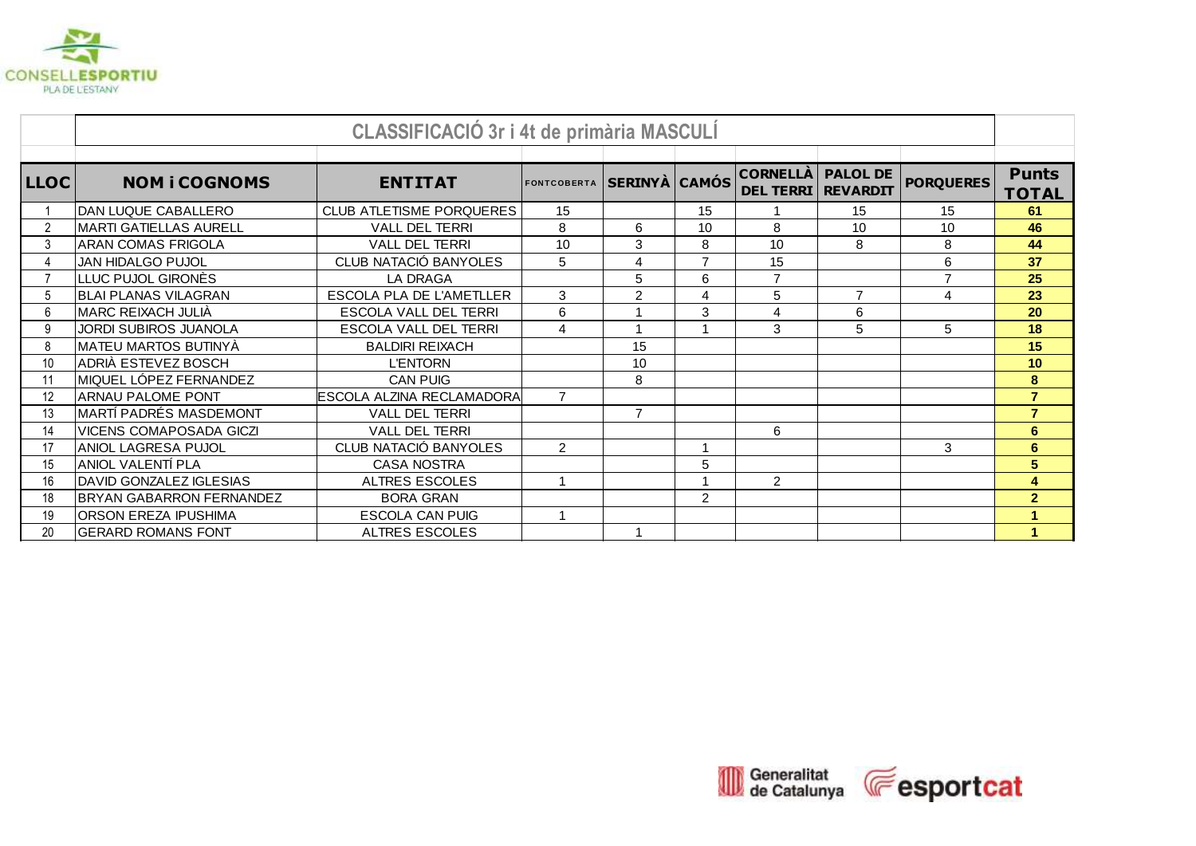## CLASSIFICACIÓ 3r i 4t de primària MASCULÍ

| LLOC | NOM i COGNOMS | ENTITAT | FONTCOBERTA | SERINYÀ | CAMÓS | CORNELLÀ DEL TERRI | PALOL DE REVARDIT | PORQUERES | Punts TOTAL |
|---|---|---|---|---|---|---|---|---|---|
| 1 | DAN LUQUE CABALLERO | CLUB ATLETISME PORQUERES | 15 | | 15 | 1 | 15 | 15 | **61** |
| 2 | MARTI GATIELLAS AURELL | VALL DEL TERRI | 8 | 6 | 10 | 8 | 10 | 10 | **46** |
| 3 | ARAN COMAS FRIGOLA | VALL DEL TERRI | 10 | 3 | 8 | 10 | 8 | 8 | **44** |
| 4 | JAN HIDALGO PUJOL | CLUB NATACIÓ BANYOLES | 5 | 4 | 7 | 15 | | 6 | **37** |
| 7 | LLUC PUJOL GIRONÈS | LA DRAGA | | 5 | 6 | 7 | | 7 | **25** |
| 5 | BLAI PLANAS VILAGRAN | ESCOLA PLA DE L'AMETLLER | 3 | 2 | 4 | 5 | 7 | 4 | **23** |
| 6 | MARC REIXACH JULIÀ | ESCOLA VALL DEL TERRI | 6 | 1 | 3 | 4 | 6 | | **20** |
| 9 | JORDI SUBIROS JUANOLA | ESCOLA VALL DEL TERRI | 4 | 1 | 1 | 3 | 5 | 5 | **18** |
| 8 | MATEU MARTOS BUTINYÀ | BALDIRI REIXACH | | 15 | | | | | **15** |
| 10 | ADRIÀ ESTEVEZ BOSCH | L'ENTORN | | 10 | | | | | **10** |
| 11 | MIQUEL LÓPEZ FERNANDEZ | CAN PUIG | | 8 | | | | | **8** |
| 12 | ARNAU PALOME PONT | ESCOLA ALZINA RECLAMADORA | 7 | | | | | | **7** |
| 13 | MARTÍ PADRÉS MASDEMONT | VALL DEL TERRI | | 7 | | | | | **7** |
| 14 | VICENS COMAPOSADA GICZI | VALL DEL TERRI | | | | 6 | | | **6** |
| 17 | ANIOL LAGRESA PUJOL | CLUB NATACIÓ BANYOLES | 2 | | 1 | | | 3 | **6** |
| 15 | ANIOL VALENTÍ PLA | CASA NOSTRA | | | 5 | | | | **5** |
| 16 | DAVID GONZALEZ IGLESIAS | ALTRES ESCOLES | 1 | | 1 | 2 | | | **4** |
| 18 | BRYAN GABARRON FERNANDEZ | BORA GRAN | | | 2 | | | | **2** |
| 19 | ORSON EREZA IPUSHIMA | ESCOLA CAN PUIG | 1 | | | | | | **1** |
| 20 | GERARD ROMANS FONT | ALTRES ESCOLES | | 1 | | | | | **1** |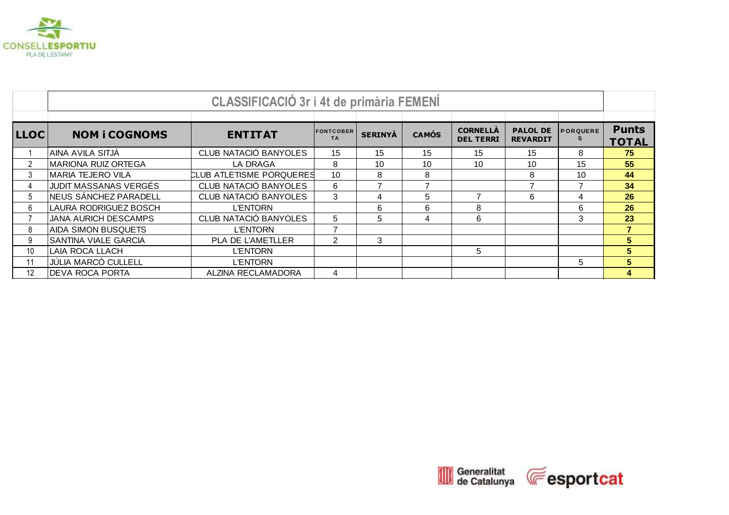CONSELL ESPORTIU PLA DE L'ESTANY

## CLASSIFICACIÓ 3r i 4t de primària FEMENÍ

| LLOC | NOM i COGNOMS | ENTITAT | FONTCOBERTA | SERINYÀ | CAMÓS | CORNELLÀ DEL TERRI | PALOL DE REVARDIT | PORQUERES | Punts TOTAL |
|---|---|---|---|---|---|---|---|---|---|
| 1 | AINA AVILA SITJÀ | CLUB NATACIÓ BANYOLES | 15 | 15 | 15 | 15 | 15 | 8 | **75** |
| 2 | MARIONA RUIZ ORTEGA | LA DRAGA | 8 | 10 | 10 | 10 | 10 | 15 | **55** |
| 3 | MARIA TEJERO VILA | CLUB ATLETISME PORQUERES | 10 | 8 | 8 | | 8 | 10 | **44** |
| 4 | JUDIT MASSANAS VERGÉS | CLUB NATACIÓ BANYOLES | 6 | 7 | 7 | | 7 | 7 | **34** |
| 5 | NEUS SÁNCHEZ PARADELL | CLUB NATACIÓ BANYOLES | 3 | 4 | 5 | 7 | 6 | 4 | **26** |
| 6 | LAURA RODRIGUEZ BOSCH | L'ENTORN | | 6 | 6 | 8 | | 6 | **26** |
| 7 | JANA AURICH DESCAMPS | CLUB NATACIÓ BANYOLES | 5 | 5 | 4 | 6 | | 3 | **23** |
| 8 | AIDA SIMON BUSQUETS | L'ENTORN | 7 | | | | | | **7** |
| 9 | SANTINA VIALE GARCIA | PLA DE L'AMETLLER | 2 | 3 | | | | | **5** |
| 10 | LAIA ROCA LLACH | L'ENTORN | | | | 5 | | | **5** |
| 11 | JÚLIA MARCÓ CULLELL | L'ENTORN | | | | | | 5 | **5** |
| 12 | DEVA ROCA PORTA | ALZINA RECLAMADORA | 4 | | | | | | **4** |

Generalitat de Catalunya esportcat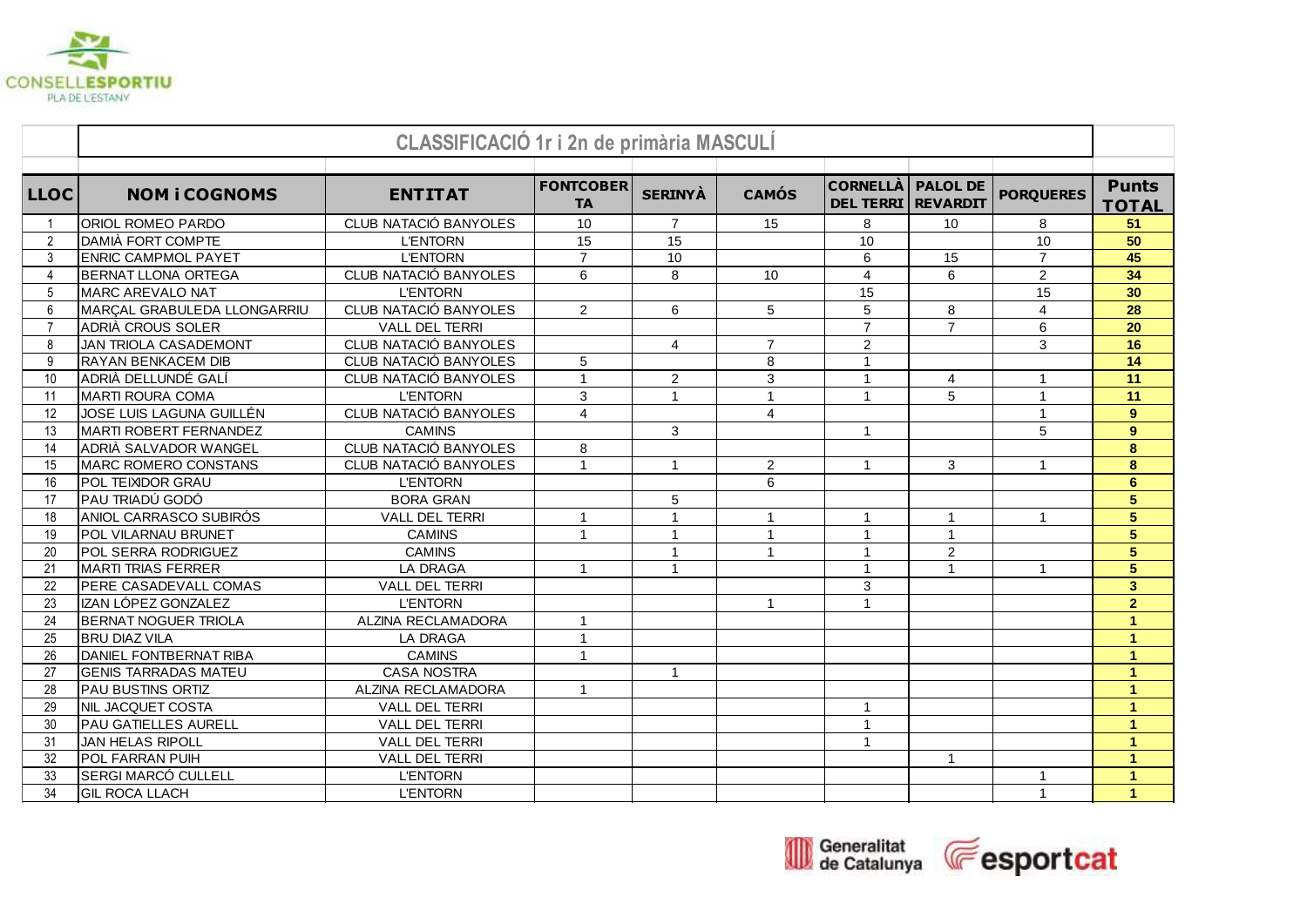## CLASSIFICACIÓ 1r i 2n de primària MASCULÍ

| LLOC | NOM i COGNOMS | ENTITAT | FONTCOBERTA | SERINYÀ | CAMÓS | CORNELLÀ DEL TERRI | PALOL DE REVARDIT | PORQUERES | Punts TOTAL |
|---|---|---|---|---|---|---|---|---|---|
| 1 | ORIOL ROMEO PARDO | CLUB NATACIÓ BANYOLES | 10 | 7 | 15 | 8 | 10 | 8 | **51** |
| 2 | DAMIÀ FORT COMPTE | L'ENTORN | 15 | 15 | | 10 | | 10 | **50** |
| 3 | ENRIC CAMPMOL PAYET | L'ENTORN | 7 | 10 | | 6 | 15 | 7 | **45** |
| 4 | BERNAT LLONA ORTEGA | CLUB NATACIÓ BANYOLES | 6 | 8 | 10 | 4 | 6 | 2 | **34** |
| 5 | MARC AREVALO NAT | L'ENTORN | | | | 15 | | 15 | **30** |
| 6 | MARÇAL GRABULEDA LLONGARRIU | CLUB NATACIÓ BANYOLES | 2 | 6 | 5 | 5 | 8 | 4 | **28** |
| 7 | ADRIÀ CROUS SOLER | VALL DEL TERRI | | | | 7 | 7 | 6 | **20** |
| 8 | JAN TRIOLA CASADEMONT | CLUB NATACIÓ BANYOLES | | 4 | 7 | 2 | | 3 | **16** |
| 9 | RAYAN BENKACEM DIB | CLUB NATACIÓ BANYOLES | 5 | | 8 | 1 | | | **14** |
| 10 | ADRIÀ DELLUNDÉ GALÍ | CLUB NATACIÓ BANYOLES | 1 | 2 | 3 | 1 | 4 | 1 | **11** |
| 11 | MARTI ROURA COMA | L'ENTORN | 3 | 1 | 1 | 1 | 5 | 1 | **11** |
| 12 | JOSE LUIS LAGUNA GUILLÉN | CLUB NATACIÓ BANYOLES | 4 | | 4 | | | 1 | **9** |
| 13 | MARTI ROBERT FERNANDEZ | CAMINS | | 3 | | 1 | | 5 | **9** |
| 14 | ADRIÀ SALVADOR WANGEL | CLUB NATACIÓ BANYOLES | 8 | | | | | | **8** |
| 15 | MARC ROMERO CONSTANS | CLUB NATACIÓ BANYOLES | 1 | 1 | 2 | 1 | 3 | 1 | **8** |
| 16 | POL TEIXIDOR GRAU | L'ENTORN | | | 6 | | | | **6** |
| 17 | PAU TRIADÚ GODÓ | BORA GRAN | | 5 | | | | | **5** |
| 18 | ANIOL CARRASCO SUBIRÓS | VALL DEL TERRI | 1 | 1 | 1 | 1 | 1 | 1 | **5** |
| 19 | POL VILARNAU BRUNET | CAMINS | 1 | 1 | 1 | 1 | 1 | | **5** |
| 20 | POL SERRA RODRIGUEZ | CAMINS | | 1 | 1 | 1 | 2 | | **5** |
| 21 | MARTI TRIAS FERRER | LA DRAGA | 1 | 1 | | 1 | 1 | 1 | **5** |
| 22 | PERE CASADEVALL COMAS | VALL DEL TERRI | | | | 3 | | | **3** |
| 23 | IZAN LÓPEZ GONZALEZ | L'ENTORN | | | 1 | 1 | | | **2** |
| 24 | BERNAT NOGUER TRIOLA | ALZINA RECLAMADORA | 1 | | | | | | **1** |
| 25 | BRU DIAZ VILA | LA DRAGA | 1 | | | | | | **1** |
| 26 | DANIEL FONTBERNAT RIBA | CAMINS | 1 | | | | | | **1** |
| 27 | GENIS TARRADAS MATEU | CASA NOSTRA | | 1 | | | | | **1** |
| 28 | PAU BUSTINS ORTIZ | ALZINA RECLAMADORA | 1 | | | | | | **1** |
| 29 | NIL JACQUET COSTA | VALL DEL TERRI | | | | 1 | | | **1** |
| 30 | PAU GATIELLES AURELL | VALL DEL TERRI | | | | 1 | | | **1** |
| 31 | JAN HELAS RIPOLL | VALL DEL TERRI | | | | 1 | | | **1** |
| 32 | POL FARRAN PUIH | VALL DEL TERRI | | | | | 1 | | **1** |
| 33 | SERGI MARCÓ CULLELL | L'ENTORN | | | | | | 1 | **1** |
| 34 | GIL ROCA LLACH | L'ENTORN | | | | | | 1 | **1** |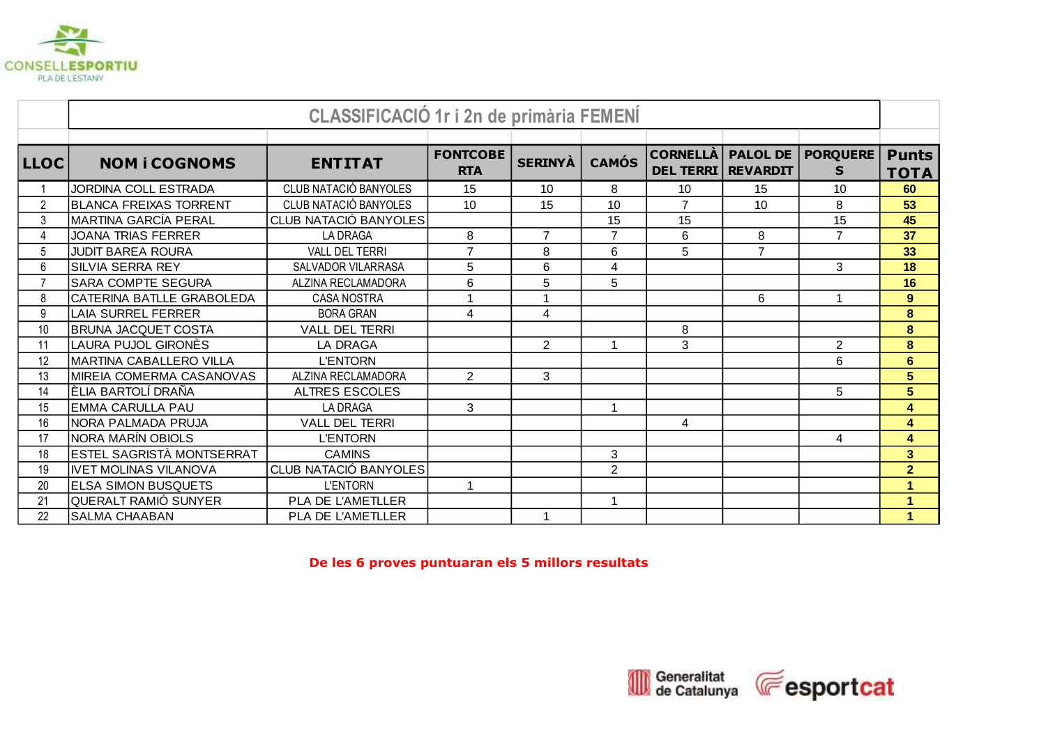CONSELL ESPORTIU PLA DE L'ESTANY

## CLASSIFICACIÓ 1r i 2n de primària FEMENÍ

| LLOC | NOM i COGNOMS | ENTITAT | FONTCOBERTA | SERINYÀ | CAMÓS | CORNELLÀ DEL TERRI | PALOL DE REVARDIT | PORQUERES | Punts TOTA |
|---|---|---|---|---|---|---|---|---|---|
| 1 | JORDINA COLL ESTRADA | CLUB NATACIÓ BANYOLES | 15 | 10 | 8 | 10 | 15 | 10 | 60 |
| 2 | BLANCA FREIXAS TORRENT | CLUB NATACIÓ BANYOLES | 10 | 15 | 10 | 7 | 10 | 8 | 53 |
| 3 | MARTINA GARCÍA PERAL | CLUB NATACIÓ BANYOLES | | | 15 | 15 | | 15 | 45 |
| 4 | JOANA TRIAS FERRER | LA DRAGA | 8 | 7 | 7 | 6 | 8 | 7 | 37 |
| 5 | JUDIT BAREA ROURA | VALL DEL TERRI | 7 | 8 | 6 | 5 | 7 | | 33 |
| 6 | SILVIA SERRA REY | SALVADOR VILARRASA | 5 | 6 | 4 | | | 3 | 18 |
| 7 | SARA COMPTE SEGURA | ALZINA RECLAMADORA | 6 | 5 | 5 | | | | 16 |
| 8 | CATERINA BATLLE GRABOLEDA | CASA NOSTRA | 1 | 1 | | | 6 | 1 | 9 |
| 9 | LAIA SURREL FERRER | BORA GRAN | 4 | 4 | | | | | 8 |
| 10 | BRUNA JACQUET COSTA | VALL DEL TERRI | | | | 8 | | | 8 |
| 11 | LAURA PUJOL GIRONÈS | LA DRAGA | | 2 | 1 | 3 | | 2 | 8 |
| 12 | MARTINA CABALLERO VILLA | L'ENTORN | | | | | | 6 | 6 |
| 13 | MIREIA COMERMA CASANOVAS | ALZINA RECLAMADORA | 2 | 3 | | | | | 5 |
| 14 | ÈLIA BARTOLÍ DRAÑA | ALTRES ESCOLES | | | | | | 5 | 5 |
| 15 | EMMA CARULLA PAU | LA DRAGA | 3 | | 1 | | | | 4 |
| 16 | NORA PALMADA PRUJA | VALL DEL TERRI | | | | 4 | | | 4 |
| 17 | NORA MARÍN OBIOLS | L'ENTORN | | | | | | 4 | 4 |
| 18 | ESTEL SAGRISTÀ MONTSERRAT | CAMINS | | | 3 | | | | 3 |
| 19 | IVET MOLINAS VILANOVA | CLUB NATACIÓ BANYOLES | | | 2 | | | | 2 |
| 20 | ELSA SIMON BUSQUETS | L'ENTORN | 1 | | | | | | 1 |
| 21 | QUERALT RAMIÓ SUNYER | PLA DE L'AMETLLER | | | 1 | | | | 1 |
| 22 | SALMA CHAABAN | PLA DE L'AMETLLER | | 1 | | | | | 1 |

**De les 6 proves puntuaran els 5 millors resultats**

Generalitat de Catalunya | esportcat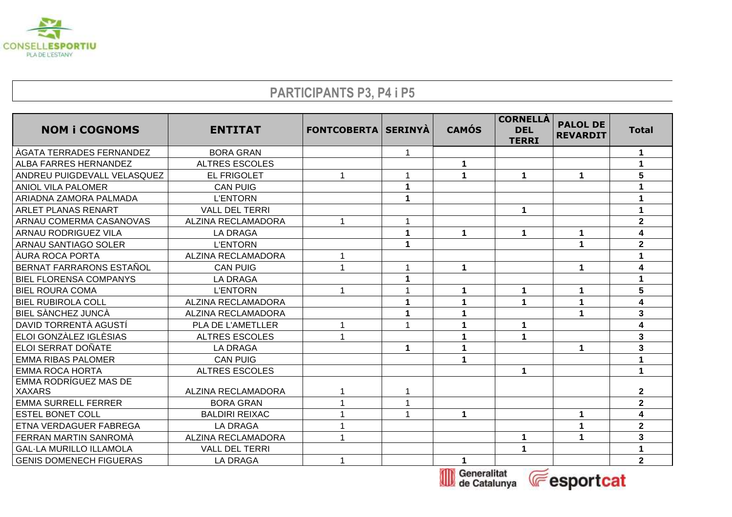## PARTICIPANTS P3, P4 i P5

| NOM i COGNOMS | ENTITAT | FONTCOBERTA | SERINYÀ | CAMÓS | CORNELLÀ DEL TERRI | PALOL DE REVARDIT | Total |
|---|---|---|---|---|---|---|---|
| ÀGATA TERRADES FERNANDEZ | BORA GRAN | | 1 | | | | 1 |
| ALBA FARRES HERNANDEZ | ALTRES ESCOLES | | | 1 | | | 1 |
| ANDREU PUIGDEVALL VELASQUEZ | EL FRIGOLET | 1 | 1 | 1 | 1 | 1 | 5 |
| ANIOL VILA PALOMER | CAN PUIG | | 1 | | | | 1 |
| ARIADNA ZAMORA PALMADA | L'ENTORN | | 1 | | | | 1 |
| ARLET PLANAS RENART | VALL DEL TERRI | | | | 1 | | 1 |
| ARNAU COMERMA CASANOVAS | ALZINA RECLAMADORA | 1 | 1 | | | | 2 |
| ARNAU RODRIGUEZ VILA | LA DRAGA | | 1 | 1 | 1 | 1 | 4 |
| ARNAU SANTIAGO SOLER | L'ENTORN | | 1 | | | 1 | 2 |
| ÀURA ROCA PORTA | ALZINA RECLAMADORA | 1 | | | | | 1 |
| BERNAT FARRARONS ESTAÑOL | CAN PUIG | 1 | 1 | 1 | | 1 | 4 |
| BIEL FLORENSA COMPANYS | LA DRAGA | | 1 | | | | 1 |
| BIEL ROURA COMA | L'ENTORN | 1 | 1 | 1 | 1 | 1 | 5 |
| BIEL RUBIROLA COLL | ALZINA RECLAMADORA | | 1 | 1 | 1 | 1 | 4 |
| BIEL SÀNCHEZ JUNCÀ | ALZINA RECLAMADORA | | 1 | 1 | | 1 | 3 |
| DAVID TORRENTÀ AGUSTÍ | PLA DE L'AMETLLER | 1 | 1 | 1 | 1 | | 4 |
| ELOI GONZÀLEZ IGLÈSIAS | ALTRES ESCOLES | 1 | | 1 | 1 | | 3 |
| ELOI SERRAT DOÑATE | LA DRAGA | | 1 | 1 | | 1 | 3 |
| EMMA RIBAS PALOMER | CAN PUIG | | | 1 | | | 1 |
| EMMA ROCA HORTA | ALTRES ESCOLES | | | | 1 | | 1 |
| EMMA RODRÍGUEZ MAS DE XAXARS | ALZINA RECLAMADORA | 1 | 1 | | | | 2 |
| EMMA SURRELL FERRER | BORA GRAN | 1 | 1 | | | | 2 |
| ESTEL BONET COLL | BALDIRI REIXAC | 1 | 1 | 1 | | 1 | 4 |
| ETNA VERDAGUER FABREGA | LA DRAGA | 1 | | | | 1 | 2 |
| FERRAN MARTIN SANROMÀ | ALZINA RECLAMADORA | 1 | | | 1 | 1 | 3 |
| GAL·LA MURILLO ILLAMOLA | VALL DEL TERRI | | | | 1 | | 1 |
| GENIS DOMENECH FIGUERAS | LA DRAGA | 1 | | 1 | | | 2 |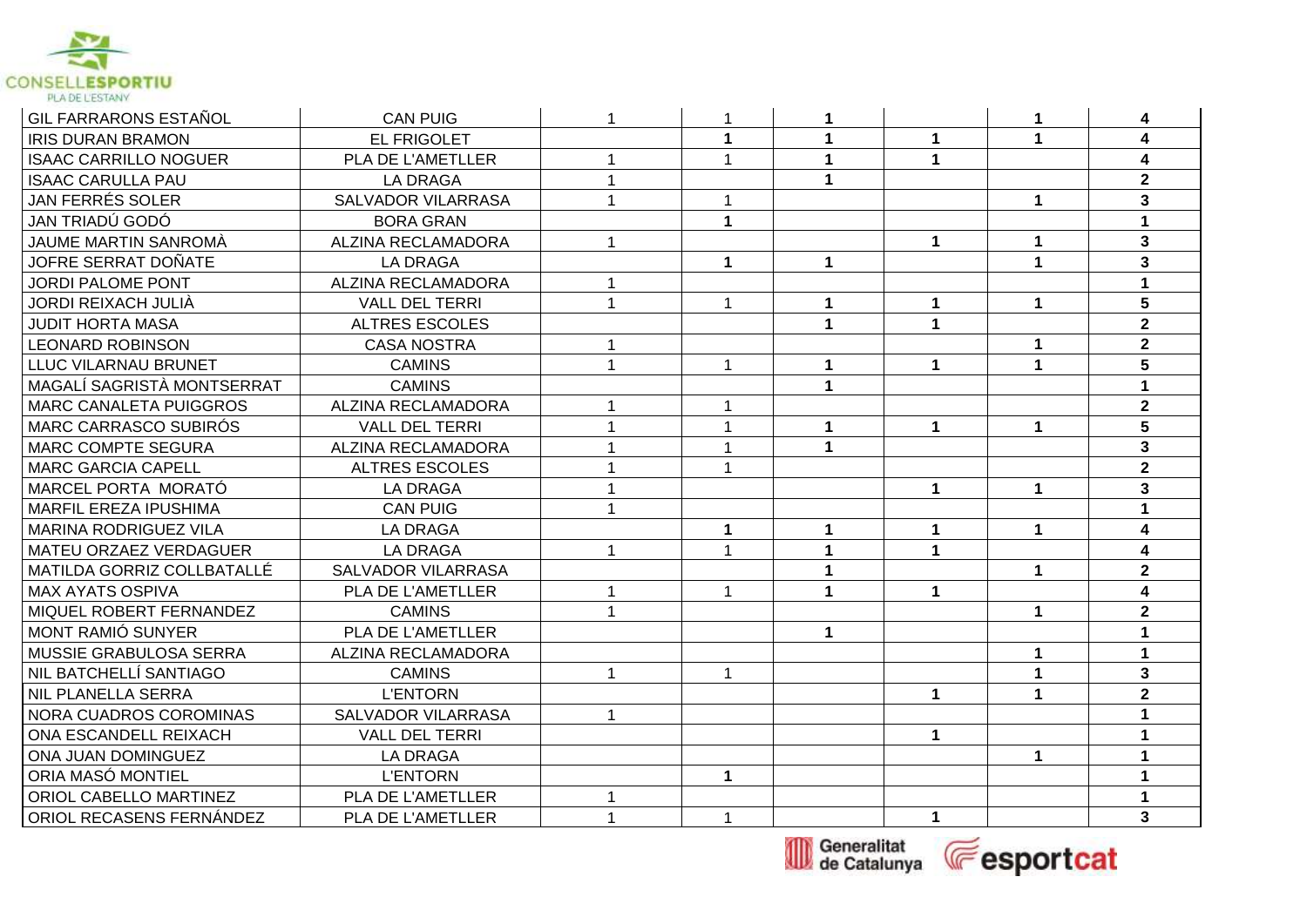| | | | | | | | |
|---|---|---|---|---|---|---|---|
| GIL FARRARONS ESTAÑOL | CAN PUIG | 1 | 1 | 1 | | 1 | 4 |
| IRIS DURAN BRAMON | EL FRIGOLET | | 1 | 1 | 1 | 1 | 4 |
| ISAAC CARRILLO NOGUER | PLA DE L'AMETLLER | 1 | 1 | 1 | 1 | | 4 |
| ISAAC CARULLA PAU | LA DRAGA | 1 | | 1 | | | 2 |
| JAN FERRÉS SOLER | SALVADOR VILARRASA | 1 | 1 | | | 1 | 3 |
| JAN TRIADÚ GODÓ | BORA GRAN | | 1 | | | | 1 |
| JAUME MARTIN SANROMÀ | ALZINA RECLAMADORA | 1 | | | 1 | 1 | 3 |
| JOFRE SERRAT DOÑATE | LA DRAGA | | 1 | 1 | | 1 | 3 |
| JORDI PALOME PONT | ALZINA RECLAMADORA | 1 | | | | | 1 |
| JORDI REIXACH JULIÀ | VALL DEL TERRI | 1 | 1 | 1 | 1 | 1 | 5 |
| JUDIT HORTA MASA | ALTRES ESCOLES | | | 1 | 1 | | 2 |
| LEONARD ROBINSON | CASA NOSTRA | 1 | | | | 1 | 2 |
| LLUC VILARNAU BRUNET | CAMINS | 1 | 1 | 1 | 1 | 1 | 5 |
| MAGALÍ SAGRISTÀ MONTSERRAT | CAMINS | | | 1 | | | 1 |
| MARC CANALETA PUIGGROS | ALZINA RECLAMADORA | 1 | 1 | | | | 2 |
| MARC CARRASCO SUBIRÓS | VALL DEL TERRI | 1 | 1 | 1 | 1 | 1 | 5 |
| MARC COMPTE SEGURA | ALZINA RECLAMADORA | 1 | 1 | 1 | | | 3 |
| MARC GARCIA CAPELL | ALTRES ESCOLES | 1 | 1 | | | | 2 |
| MARCEL PORTA MORATÓ | LA DRAGA | 1 | | | 1 | 1 | 3 |
| MARFIL EREZA IPUSHIMA | CAN PUIG | 1 | | | | | 1 |
| MARINA RODRIGUEZ VILA | LA DRAGA | | 1 | 1 | 1 | 1 | 4 |
| MATEU ORZAEZ VERDAGUER | LA DRAGA | 1 | 1 | 1 | 1 | | 4 |
| MATILDA GORRIZ COLLBATALLÉ | SALVADOR VILARRASA | | | 1 | | 1 | 2 |
| MAX AYATS OSPIVA | PLA DE L'AMETLLER | 1 | 1 | 1 | 1 | | 4 |
| MIQUEL ROBERT FERNANDEZ | CAMINS | 1 | | | | 1 | 2 |
| MONT RAMIÓ SUNYER | PLA DE L'AMETLLER | | | 1 | | | 1 |
| MUSSIE GRABULOSA SERRA | ALZINA RECLAMADORA | | | | | 1 | 1 |
| NIL BATCHELLÍ SANTIAGO | CAMINS | 1 | 1 | | | 1 | 3 |
| NIL PLANELLA SERRA | L'ENTORN | | | | 1 | 1 | 2 |
| NORA CUADROS COROMINAS | SALVADOR VILARRASA | 1 | | | | | 1 |
| ONA ESCANDELL REIXACH | VALL DEL TERRI | | | | 1 | | 1 |
| ONA JUAN DOMINGUEZ | LA DRAGA | | | | | 1 | 1 |
| ORIA MASÓ MONTIEL | L'ENTORN | | 1 | | | | 1 |
| ORIOL CABELLO MARTINEZ | PLA DE L'AMETLLER | 1 | | | | | 1 |
| ORIOL RECASENS FERNÁNDEZ | PLA DE L'AMETLLER | 1 | 1 | | 1 | | 3 |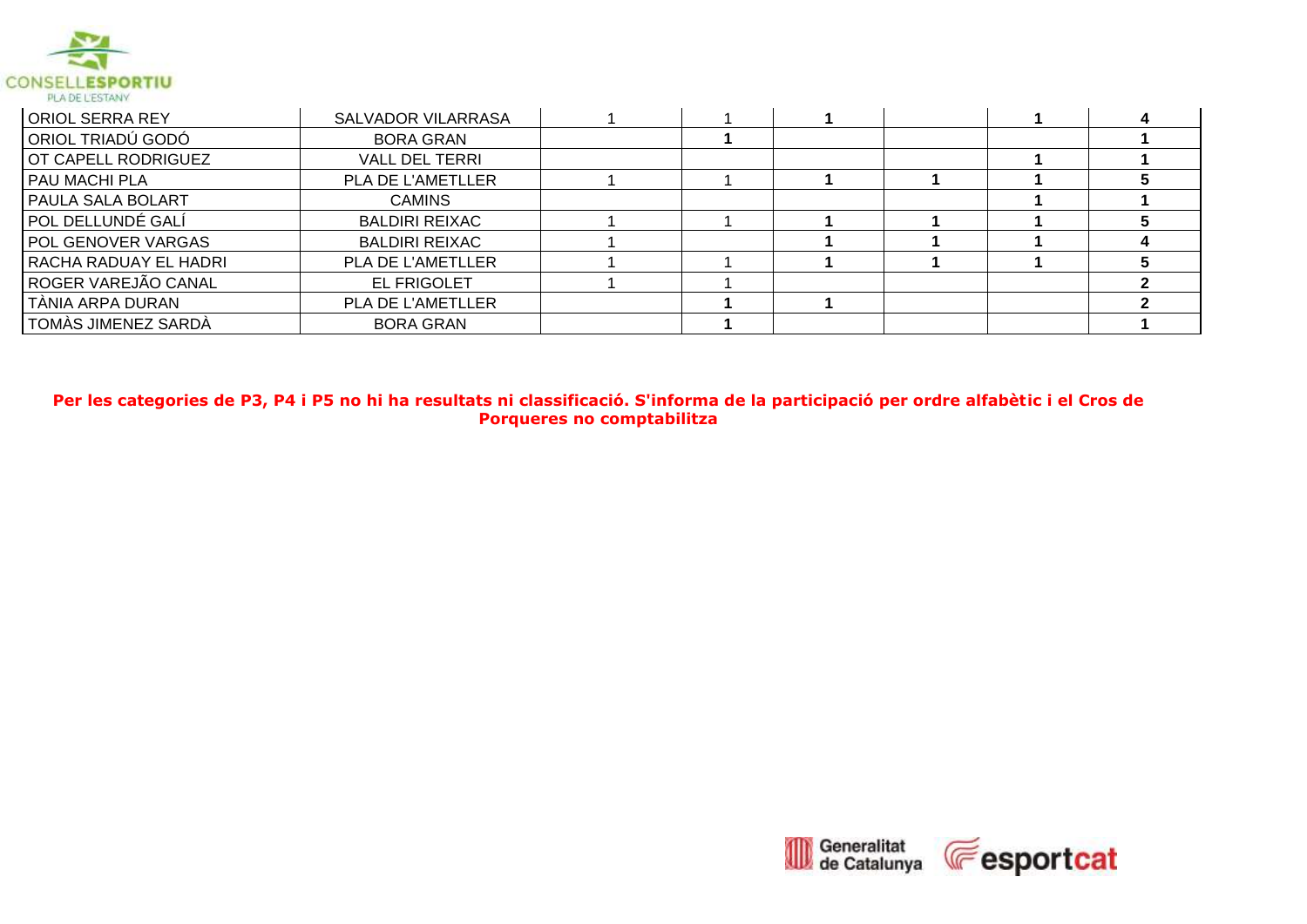| | | | | | | | |
|---|---|---|---|---|---|---|---|
| ORIOL SERRA REY | SALVADOR VILARRASA | 1 | 1 | **1** | | **1** | **4** |
| ORIOL TRIADÚ GODÓ | BORA GRAN | | **1** | | | | **1** |
| OT CAPELL RODRIGUEZ | VALL DEL TERRI | | | | | **1** | **1** |
| PAU MACHI PLA | PLA DE L'AMETLLER | 1 | 1 | **1** | **1** | **1** | **5** |
| PAULA SALA BOLART | CAMINS | | | | | **1** | **1** |
| POL DELLUNDÉ GALÍ | BALDIRI REIXAC | 1 | 1 | **1** | **1** | **1** | **5** |
| POL GENOVER VARGAS | BALDIRI REIXAC | 1 | | **1** | **1** | **1** | **4** |
| RACHA RADUAY EL HADRI | PLA DE L'AMETLLER | 1 | 1 | **1** | **1** | **1** | **5** |
| ROGER VAREJÃO CANAL | EL FRIGOLET | 1 | 1 | | | | **2** |
| TÀNIA ARPA DURAN | PLA DE L'AMETLLER | | **1** | **1** | | | **2** |
| TOMÀS JIMENEZ SARDÀ | BORA GRAN | | **1** | | | | **1** |

**Per les categories de P3, P4 i P5 no hi ha resultats ni classificació. S'informa de la participació per ordre alfabètic i el Cros de Porqueres no comptabilitza**